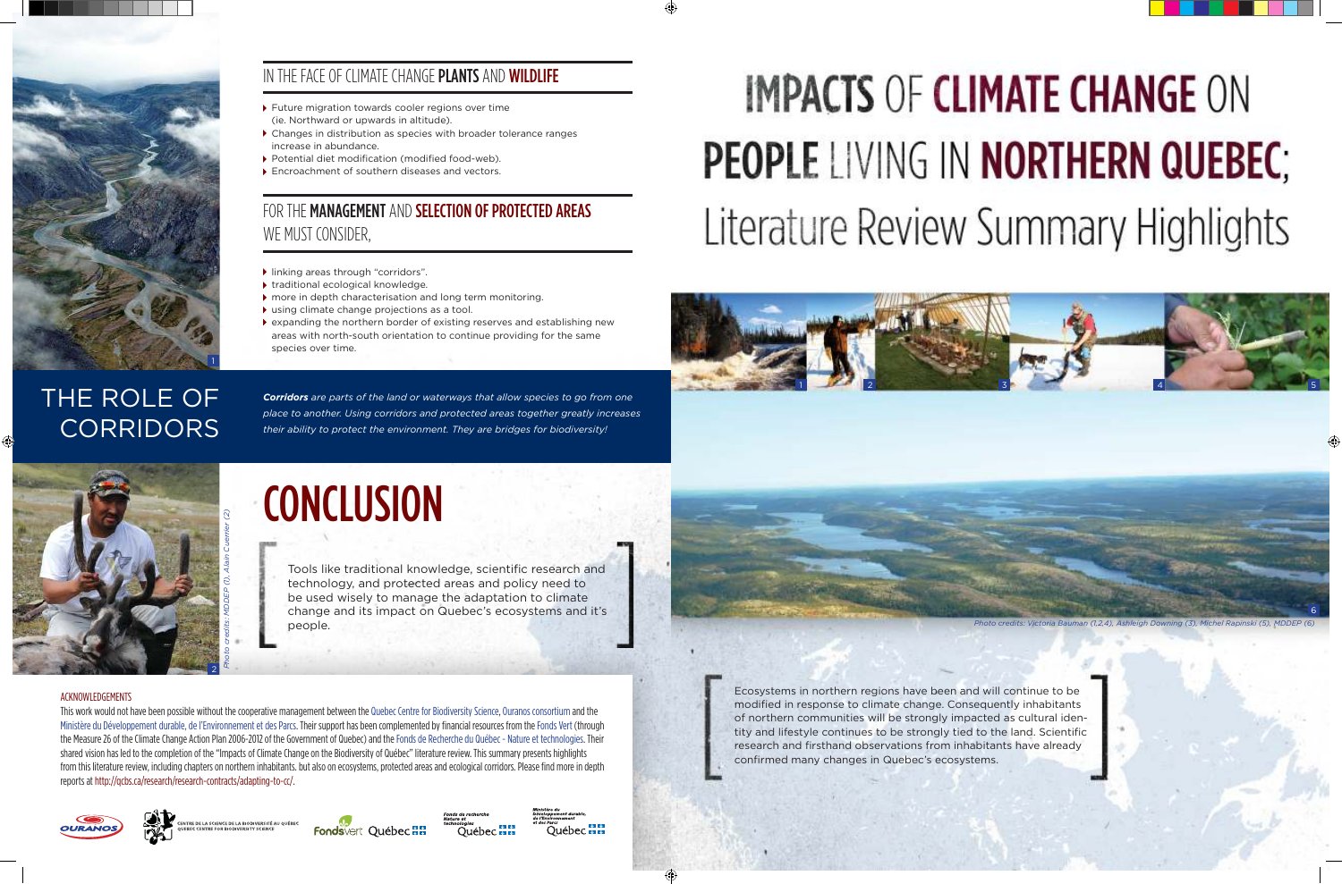# IMPACTS OF CLIMATE CHANGE ON PEOPLE LIVING IN NORTHERN QUEBEC; Literature Review Summary Highlights

Photo credits: Victoria Bauman (1,2,4), Ashleigh Downing (3), Michel Rapinski (5), MDDEP (6)

Ecosystems in northern regions have been and will continue to be modified in response to climate change. Consequently inhabitants of northern communities will be strongly impacted as cultural identity and lifestyle continues to be strongly tied to the land. Scientific research and firsthand observations from inhabitants have already confirmed many changes in Quebec's ecosystems.

## IN THE FACE OF CLIMATE CHANGE PLANTS AND WILDLIFE

- Future migration towards cooler regions over time (ie. Northward or upwards in altitude).
- Changes in distribution as species with broader tolerance ranges increase in abundance.
- Potential diet modification (modified food-web).
- Encroachment of southern diseases and vectors.

## FOR THE MANAGEMENT AND SELECTION OF PROTECTED AREAS WE MUST CONSIDER,

- linking areas through "corridors".
- traditional ecological knowledge.
- more in depth characterisation and long term monitoring.
- using climate change projections as a tool.
- expanding the northern border of existing reserves and establishing new areas with north-south orientation to continue providing for the same species over time.

## THE ROLE OF CORRIDORS

***Corridors** are parts of the land or waterways that allow species to go from one place to another. Using corridors and protected areas together greatly increases their ability to protect the environment. They are bridges for biodiversity!*

Photo credits: MDDEP (1), Alain Cuerrier (2)

# CONCLUSION

Tools like traditional knowledge, scientific research and technology, and protected areas and policy need to be used wisely to manage the adaptation to climate change and its impact on Quebec's ecosystems and it's people.

### ACKNOWLEDGEMENTS

This work would not have been possible without the cooperative management between the Quebec Centre for Biodiversity Science, Ouranos consortium and the Ministère du Développement durable, de l'Environnement et des Parcs. Their support has been complemented by financial resources from the Fonds Vert (through the Measure 26 of the Climate Change Action Plan 2006-2012 of the Government of Quebec) and the Fonds de Recherche du Québec - Nature et technologies. Their shared vision has led to the completion of the "Impacts of Climate Change on the Biodiversity of Québec" literature review. This summary presents highlights from this literature review, including chapters on northern inhabitants. but also on ecosystems, protected areas and ecological corridors. Please find more in depth reports at http://qcbs.ca/research/research-contracts/adapting-to-cc/.

OURANOS · Centre de la science de la biodiversité du Québec / Quebec Centre for Biodiversity Science · Fonds vert Québec · Fonds de recherche Nature et technologies Québec · Ministère du Développement durable, de l'Environnement et des Parcs Québec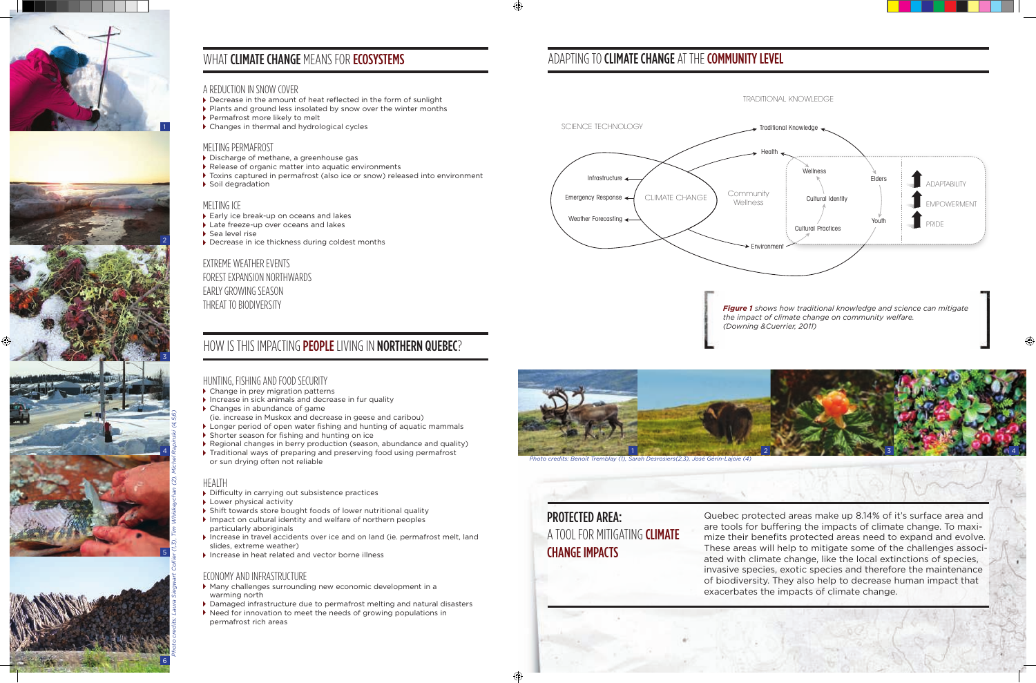## WHAT CLIMATE CHANGE MEANS FOR ECOSYSTEMS

### A REDUCTION IN SNOW COVER
- Decrease in the amount of heat reflected in the form of sunlight
- Plants and ground less insolated by snow over the winter months
- Permafrost more likely to melt
- Changes in thermal and hydrological cycles

### MELTING PERMAFROST
- Discharge of methane, a greenhouse gas
- Release of organic matter into aquatic environments
- Toxins captured in permafrost (also ice or snow) released into environment
- Soil degradation

### MELTING ICE
- Early ice break-up on oceans and lakes
- Late freeze-up over oceans and lakes
- Sea level rise
- Decrease in ice thickness during coldest months

### EXTREME WEATHER EVENTS
### FOREST EXPANSION NORTHWARDS
### EARLY GROWING SEASON
### THREAT TO BIODIVERSITY

*Photo credits: Laura Siegwart Collier (1,3), Tim Whiskeychan (2), Michel Rapinski (4,5,6)*

## HOW IS THIS IMPACTING PEOPLE LIVING IN NORTHERN QUEBEC?

### HUNTING, FISHING AND FOOD SECURITY
- Change in prey migration patterns
- Increase in sick animals and decrease in fur quality
- Changes in abundance of game (ie. increase in Muskox and decrease in geese and caribou)
- Longer period of open water fishing and hunting of aquatic mammals
- Shorter season for fishing and hunting on ice
- Regional changes in berry production (season, abundance and quality)
- Traditional ways of preparing and preserving food using permafrost or sun drying often not reliable

### HEALTH
- Difficulty in carrying out subsistence practices
- Lower physical activity
- Shift towards store bought foods of lower nutritional quality
- Impact on cultural identity and welfare of northern peoples particularly aboriginals
- Increase in travel accidents over ice and on land (ie. permafrost melt, land slides, extreme weather)
- Increase in heat related and vector borne illness

### ECONOMY AND INFRASTRUCTURE
- Many challenges surrounding new economic development in a warming north
- Damaged infrastructure due to permafrost melting and natural disasters
- Need for innovation to meet the needs of growing populations in permafrost rich areas

## ADAPTING TO CLIMATE CHANGE AT THE COMMUNITY LEVEL

TRADITIONAL KNOWLEDGE
SCIENCE TECHNOLOGY
Traditional Knowledge
Health
Infrastructure
Emergency Response
Weather Forecasting
CLIMATE CHANGE
Community Wellness
Wellness
Cultural Identity
Cultural Practices
Elders
Youth
Environment
ADAPTABILITY
EMPOWERMENT
PRIDE

***Figure 1*** *shows how traditional knowledge and science can mitigate the impact of climate change on community welfare. (Downing &Cuerrier, 2011)*

*Photo credits: Benoît Tremblay (1), Sarah Desrosiers(2,3), José Gérin-Lajoie (4)*

## PROTECTED AREA: A TOOL FOR MITIGATING CLIMATE CHANGE IMPACTS

Quebec protected areas make up 8.14% of it's surface area and are tools for buffering the impacts of climate change. To maximize their benefits protected areas need to expand and evolve. These areas will help to mitigate some of the challenges associated with climate change, like the local extinctions of species, invasive species, exotic species and therefore the maintenance of biodiversity. They also help to decrease human impact that exacerbates the impacts of climate change.